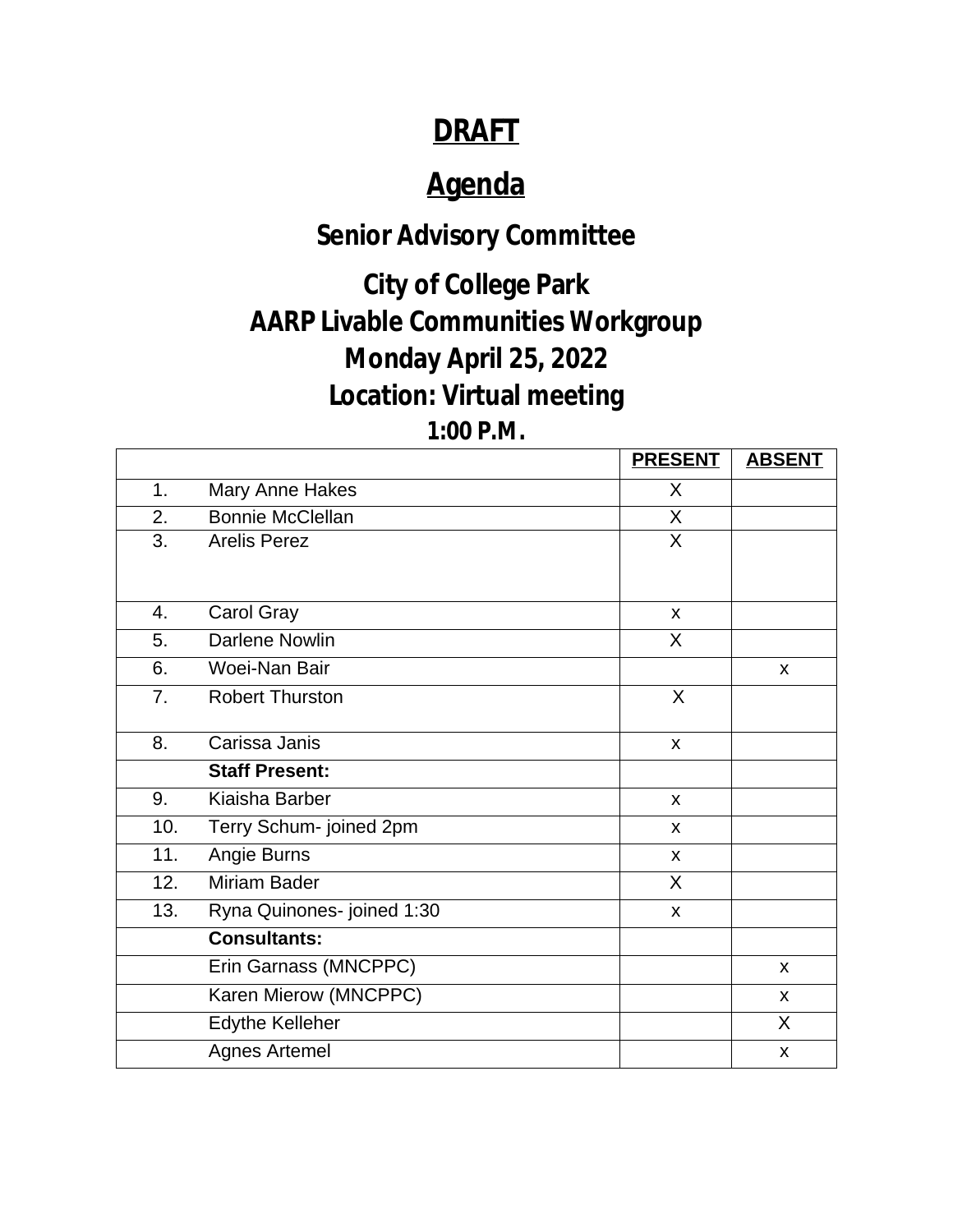# DRAFT

# Agenda

## Senior Advisory Committee

## City of College Park
## AARP Livable Communities Workgroup
## Monday April 25, 2022
## Location: Virtual meeting
## 1:00 P.M.

| | | PRESENT | ABSENT |
|---|---|---|---|
| 1. | Mary Anne Hakes | X | |
| 2. | Bonnie McClellan | X | |
| 3. | Arelis Perez | X | |
| 4. | Carol Gray | x | |
| 5. | Darlene Nowlin | X | |
| 6. | Woei-Nan Bair | | x |
| 7. | Robert Thurston | X | |
| 8. | Carissa Janis | x | |
| | **Staff Present:** | | |
| 9. | Kiaisha Barber | x | |
| 10. | Terry Schum- joined 2pm | x | |
| 11. | Angie Burns | x | |
| 12. | Miriam Bader | X | |
| 13. | Ryna Quinones- joined 1:30 | x | |
| | **Consultants:** | | |
| | Erin Garnass (MNCPPC) | | x |
| | Karen Mierow (MNCPPC) | | x |
| | Edythe Kelleher | | X |
| | Agnes Artemel | | x |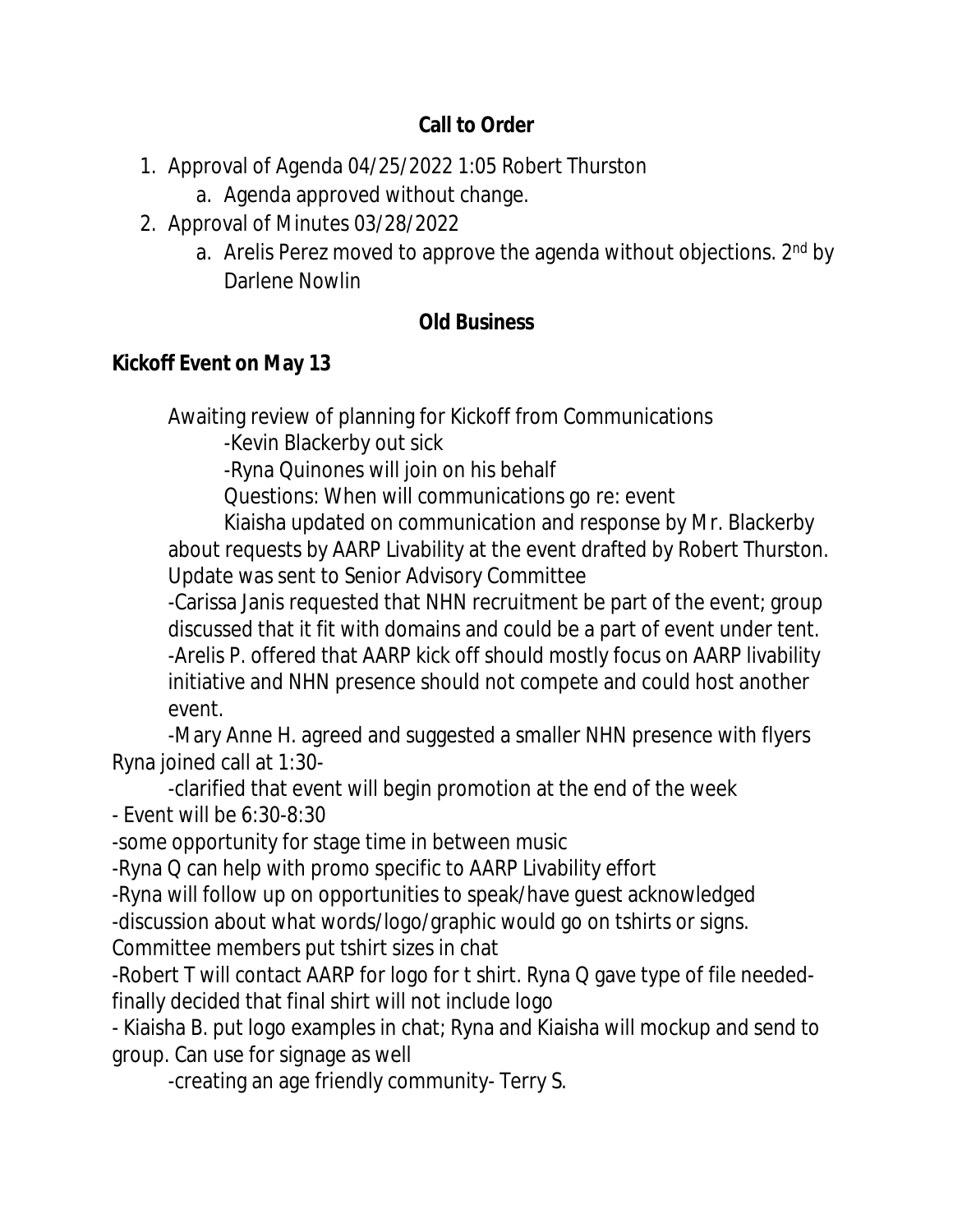**Call to Order**

1. Approval of Agenda 04/25/2022 1:05 Robert Thurston
    a. Agenda approved without change.
2. Approval of Minutes 03/28/2022
    a. Arelis Perez moved to approve the agenda without objections. 2nd by Darlene Nowlin

**Old Business**

**Kickoff Event on May 13**

Awaiting review of planning for Kickoff from Communications

-Kevin Blackerby out sick

-Ryna Quinones will join on his behalf

Questions: When will communications go re: event

Kiaisha updated on communication and response by Mr. Blackerby about requests by AARP Livability at the event drafted by Robert Thurston. Update was sent to Senior Advisory Committee

-Carissa Janis requested that NHN recruitment be part of the event; group discussed that it fit with domains and could be a part of event under tent.

-Arelis P. offered that AARP kick off should mostly focus on AARP livability initiative and NHN presence should not compete and could host another event.

-Mary Anne H. agreed and suggested a smaller NHN presence with flyers

Ryna joined call at 1:30-

-clarified that event will begin promotion at the end of the week

- Event will be 6:30-8:30

-some opportunity for stage time in between music

-Ryna Q can help with promo specific to AARP Livability effort

-Ryna will follow up on opportunities to speak/have guest acknowledged

-discussion about what words/logo/graphic would go on tshirts or signs. Committee members put tshirt sizes in chat

-Robert T will contact AARP for logo for t shirt. Ryna Q gave type of file needed- finally decided that final shirt will not include logo

- Kiaisha B. put logo examples in chat; Ryna and Kiaisha will mockup and send to group. Can use for signage as well

-creating an age friendly community- Terry S.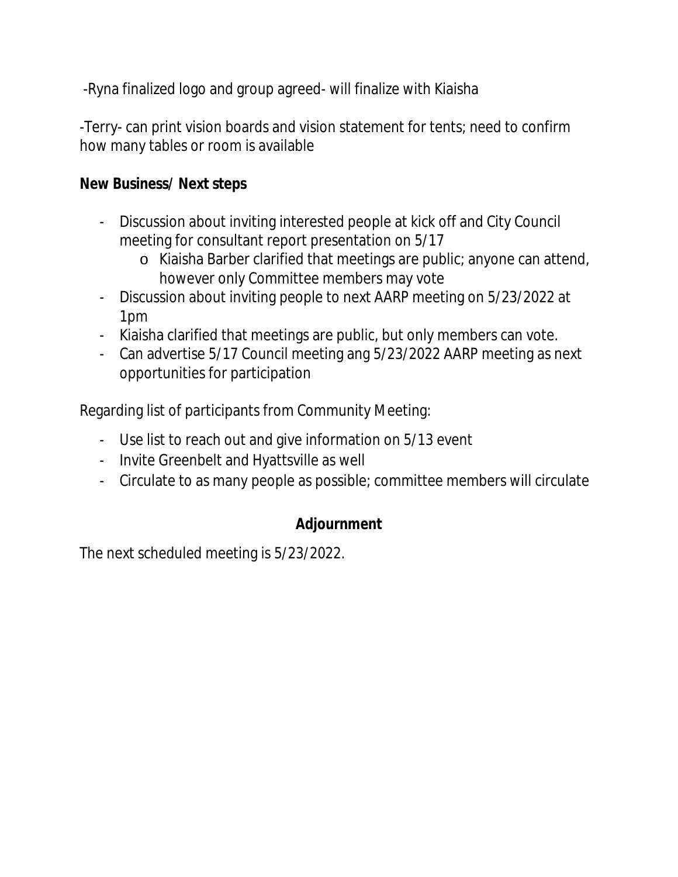-Ryna finalized logo and group agreed- will finalize with Kiaisha

-Terry- can print vision boards and vision statement for tents; need to confirm how many tables or room is available

**New Business/ Next steps**

- Discussion about inviting interested people at kick off and City Council meeting for consultant report presentation on 5/17
  - Kiaisha Barber clarified that meetings are public; anyone can attend, however only Committee members may vote
- Discussion about inviting people to next AARP meeting on 5/23/2022 at 1pm
- Kiaisha clarified that meetings are public, but only members can vote.
- Can advertise 5/17 Council meeting ang 5/23/2022 AARP meeting as next opportunities for participation

Regarding list of participants from Community Meeting:

- Use list to reach out and give information on 5/13 event
- Invite Greenbelt and Hyattsville as well
- Circulate to as many people as possible; committee members will circulate

**Adjournment**

The next scheduled meeting is 5/23/2022.